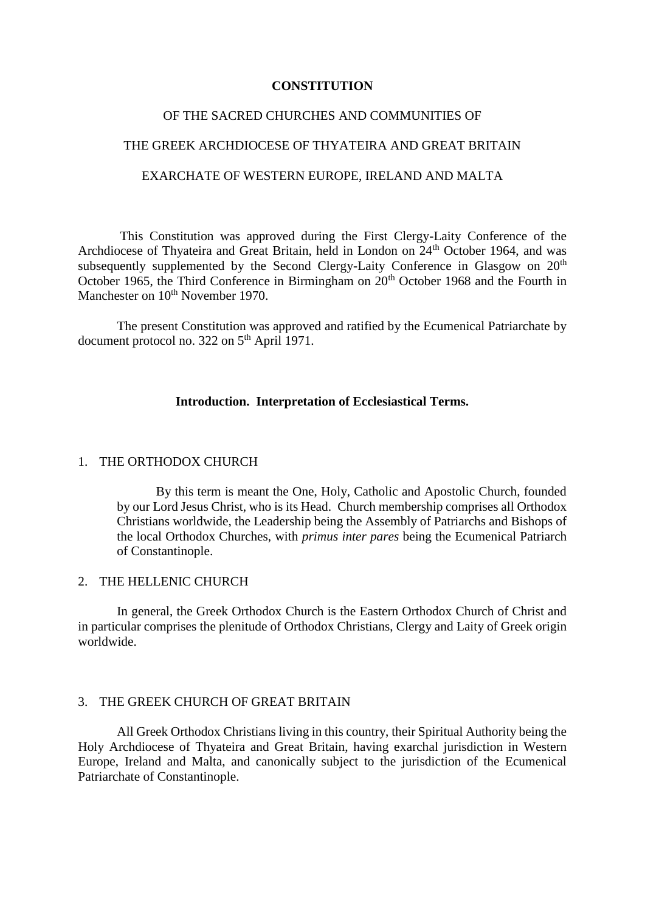# CONSTITUTION

## OF THE SACRED CHURCHES AND COMMUNITIES OF

## THE GREEK ARCHDIOCESE OF THYATEIRA AND GREAT BRITAIN

## EXCHARCHATE OF WESTERN EUROPE, IRELAND AND MALTA

This Constitution was approved during the First Clergy-Laity Conference of the Archdiocese of Thyateira and Great Britain, held in London on 24th October 1964, and was subsequently supplemented by the Second Clergy-Laity Conference in Glasgow on 20th October 1965, the Third Conference in Birmingham on 20th October 1968 and the Fourth in Manchester on 10th November 1970.

The present Constitution was approved and ratified by the Ecumenical Patriarchate by document protocol no. 322 on 5th April 1971.

### Introduction. Interpretation of Ecclesiastical Terms.

1. THE ORTHODOX CHURCH

   By this term is meant the One, Holy, Catholic and Apostolic Church, founded by our Lord Jesus Christ, who is its Head. Church membership comprises all Orthodox Christians worldwide, the Leadership being the Assembly of Patriarchs and Bishops of the local Orthodox Churches, with *primus inter pares* being the Ecumenical Patriarch of Constantinople.

2. THE HELLENIC CHURCH

In general, the Greek Orthodox Church is the Eastern Orthodox Church of Christ and in particular comprises the plenitude of Orthodox Christians, Clergy and Laity of Greek origin worldwide.

3. THE GREEK CHURCH OF GREAT BRITAIN

All Greek Orthodox Christians living in this country, their Spiritual Authority being the Holy Archdiocese of Thyateira and Great Britain, having exarchal jurisdiction in Western Europe, Ireland and Malta, and canonically subject to the jurisdiction of the Ecumenical Patriarchate of Constantinople.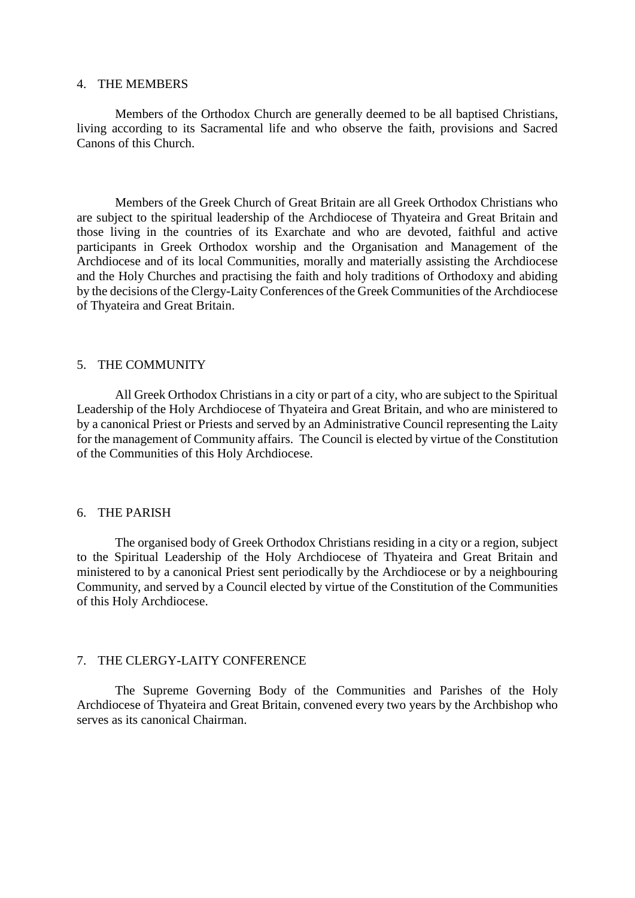## 4. THE MEMBERS

Members of the Orthodox Church are generally deemed to be all baptised Christians, living according to its Sacramental life and who observe the faith, provisions and Sacred Canons of this Church.

Members of the Greek Church of Great Britain are all Greek Orthodox Christians who are subject to the spiritual leadership of the Archdiocese of Thyateira and Great Britain and those living in the countries of its Exarchate and who are devoted, faithful and active participants in Greek Orthodox worship and the Organisation and Management of the Archdiocese and of its local Communities, morally and materially assisting the Archdiocese and the Holy Churches and practising the faith and holy traditions of Orthodoxy and abiding by the decisions of the Clergy-Laity Conferences of the Greek Communities of the Archdiocese of Thyateira and Great Britain.

## 5. THE COMMUNITY

All Greek Orthodox Christians in a city or part of a city, who are subject to the Spiritual Leadership of the Holy Archdiocese of Thyateira and Great Britain, and who are ministered to by a canonical Priest or Priests and served by an Administrative Council representing the Laity for the management of Community affairs. The Council is elected by virtue of the Constitution of the Communities of this Holy Archdiocese.

## 6. THE PARISH

The organised body of Greek Orthodox Christians residing in a city or a region, subject to the Spiritual Leadership of the Holy Archdiocese of Thyateira and Great Britain and ministered to by a canonical Priest sent periodically by the Archdiocese or by a neighbouring Community, and served by a Council elected by virtue of the Constitution of the Communities of this Holy Archdiocese.

## 7. THE CLERGY-LAITY CONFERENCE

The Supreme Governing Body of the Communities and Parishes of the Holy Archdiocese of Thyateira and Great Britain, convened every two years by the Archbishop who serves as its canonical Chairman.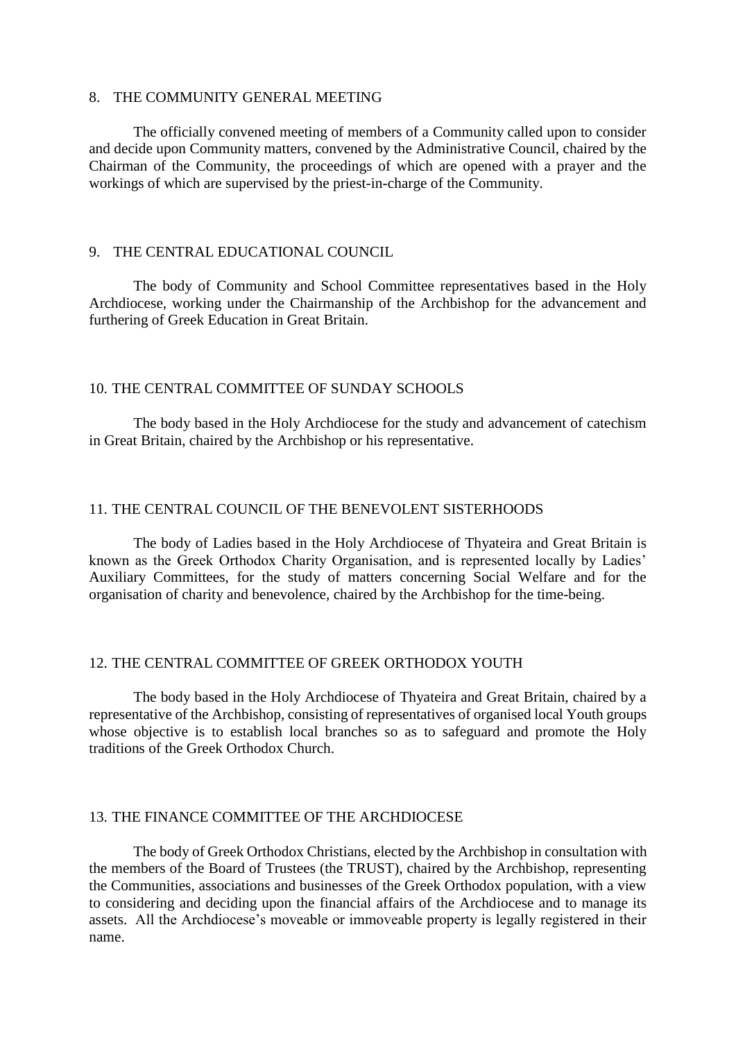## 8. THE COMMUNITY GENERAL MEETING

The officially convened meeting of members of a Community called upon to consider and decide upon Community matters, convened by the Administrative Council, chaired by the Chairman of the Community, the proceedings of which are opened with a prayer and the workings of which are supervised by the priest-in-charge of the Community.

## 9. THE CENTRAL EDUCATIONAL COUNCIL

The body of Community and School Committee representatives based in the Holy Archdiocese, working under the Chairmanship of the Archbishop for the advancement and furthering of Greek Education in Great Britain.

## 10. THE CENTRAL COMMITTEE OF SUNDAY SCHOOLS

The body based in the Holy Archdiocese for the study and advancement of catechism in Great Britain, chaired by the Archbishop or his representative.

## 11. THE CENTRAL COUNCIL OF THE BENEVOLENT SISTERHOODS

The body of Ladies based in the Holy Archdiocese of Thyateira and Great Britain is known as the Greek Orthodox Charity Organisation, and is represented locally by Ladies' Auxiliary Committees, for the study of matters concerning Social Welfare and for the organisation of charity and benevolence, chaired by the Archbishop for the time-being.

## 12. THE CENTRAL COMMITTEE OF GREEK ORTHODOX YOUTH

The body based in the Holy Archdiocese of Thyateira and Great Britain, chaired by a representative of the Archbishop, consisting of representatives of organised local Youth groups whose objective is to establish local branches so as to safeguard and promote the Holy traditions of the Greek Orthodox Church.

## 13. THE FINANCE COMMITTEE OF THE ARCHDIOCESE

The body of Greek Orthodox Christians, elected by the Archbishop in consultation with the members of the Board of Trustees (the TRUST), chaired by the Archbishop, representing the Communities, associations and businesses of the Greek Orthodox population, with a view to considering and deciding upon the financial affairs of the Archdiocese and to manage its assets. All the Archdiocese's moveable or immoveable property is legally registered in their name.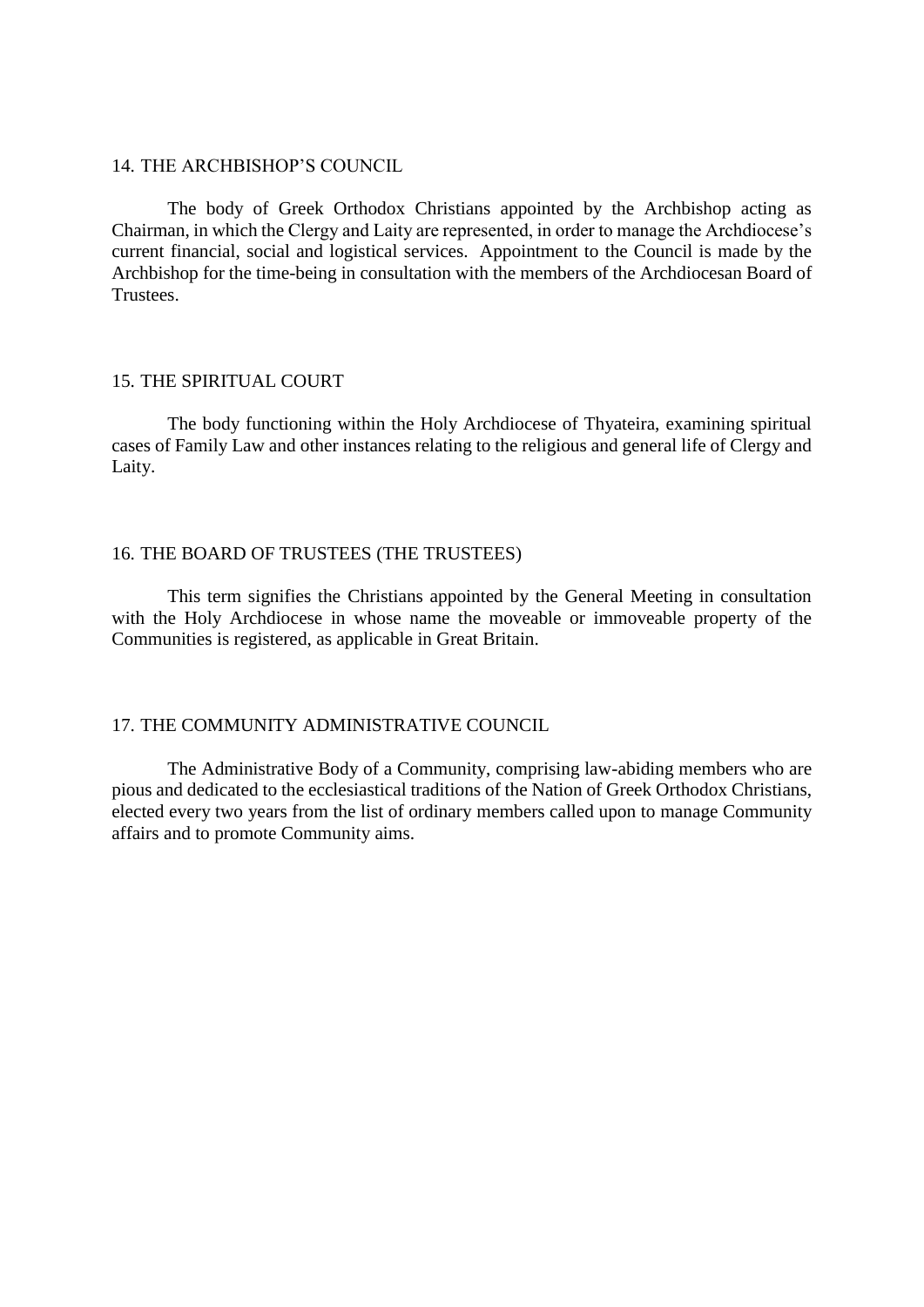### 14. THE ARCHBISHOP'S COUNCIL

The body of Greek Orthodox Christians appointed by the Archbishop acting as Chairman, in which the Clergy and Laity are represented, in order to manage the Archdiocese's current financial, social and logistical services. Appointment to the Council is made by the Archbishop for the time-being in consultation with the members of the Archdiocesan Board of Trustees.

### 15. THE SPIRITUAL COURT

The body functioning within the Holy Archdiocese of Thyateira, examining spiritual cases of Family Law and other instances relating to the religious and general life of Clergy and Laity.

### 16. THE BOARD OF TRUSTEES (THE TRUSTEES)

This term signifies the Christians appointed by the General Meeting in consultation with the Holy Archdiocese in whose name the moveable or immoveable property of the Communities is registered, as applicable in Great Britain.

### 17. THE COMMUNITY ADMINISTRATIVE COUNCIL

The Administrative Body of a Community, comprising law-abiding members who are pious and dedicated to the ecclesiastical traditions of the Nation of Greek Orthodox Christians, elected every two years from the list of ordinary members called upon to manage Community affairs and to promote Community aims.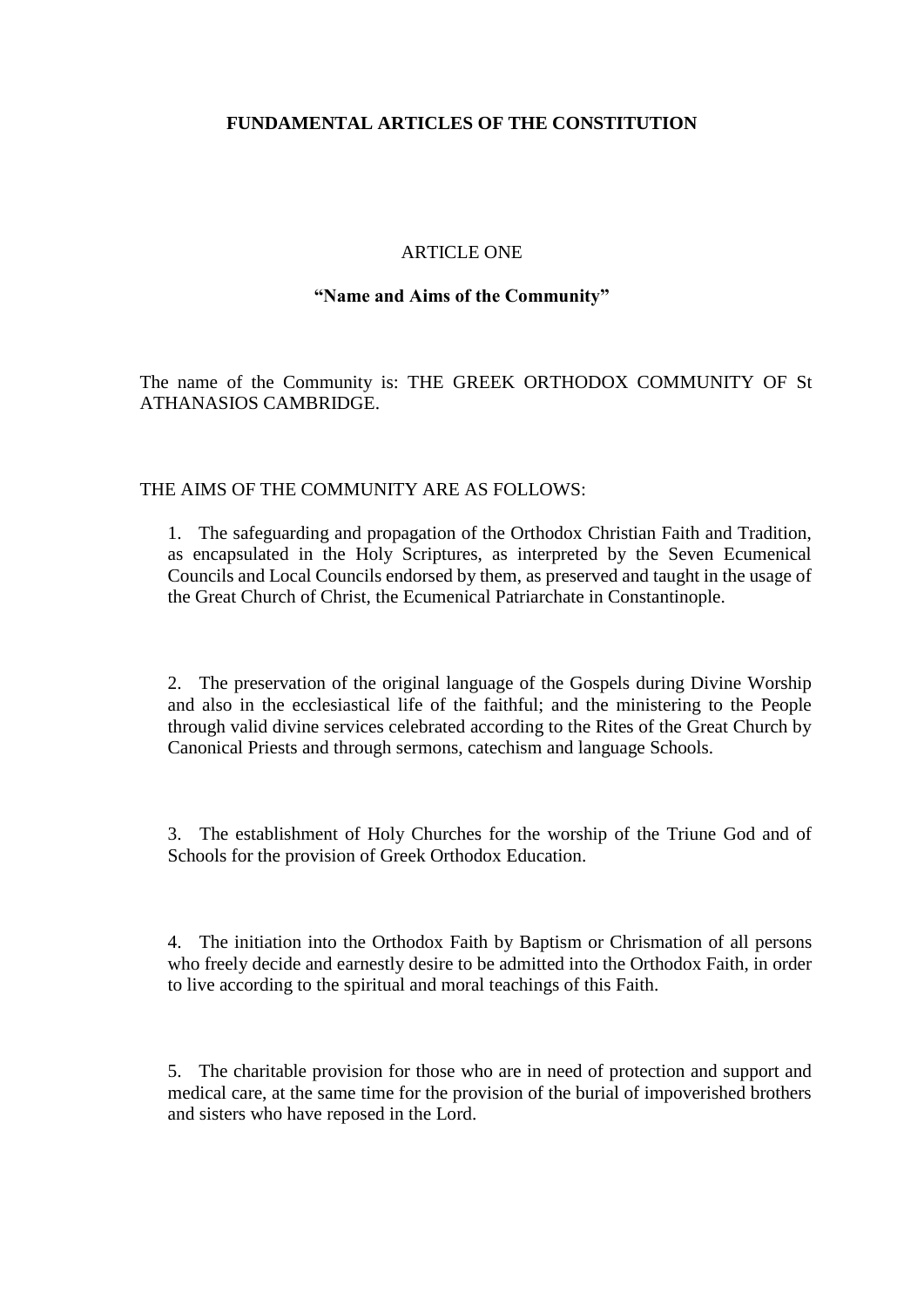# FUNDAMENTAL ARTICLES OF THE CONSTITUTION

## ARTICLE ONE

### "Name and Aims of the Community"

The name of the Community is: THE GREEK ORTHODOX COMMUNITY OF St ATHANASIOS CAMBRIDGE.

THE AIMS OF THE COMMUNITY ARE AS FOLLOWS:

1. The safeguarding and propagation of the Orthodox Christian Faith and Tradition, as encapsulated in the Holy Scriptures, as interpreted by the Seven Ecumenical Councils and Local Councils endorsed by them, as preserved and taught in the usage of the Great Church of Christ, the Ecumenical Patriarchate in Constantinople.

2. The preservation of the original language of the Gospels during Divine Worship and also in the ecclesiastical life of the faithful; and the ministering to the People through valid divine services celebrated according to the Rites of the Great Church by Canonical Priests and through sermons, catechism and language Schools.

3. The establishment of Holy Churches for the worship of the Triune God and of Schools for the provision of Greek Orthodox Education.

4. The initiation into the Orthodox Faith by Baptism or Chrismation of all persons who freely decide and earnestly desire to be admitted into the Orthodox Faith, in order to live according to the spiritual and moral teachings of this Faith.

5. The charitable provision for those who are in need of protection and support and medical care, at the same time for the provision of the burial of impoverished brothers and sisters who have reposed in the Lord.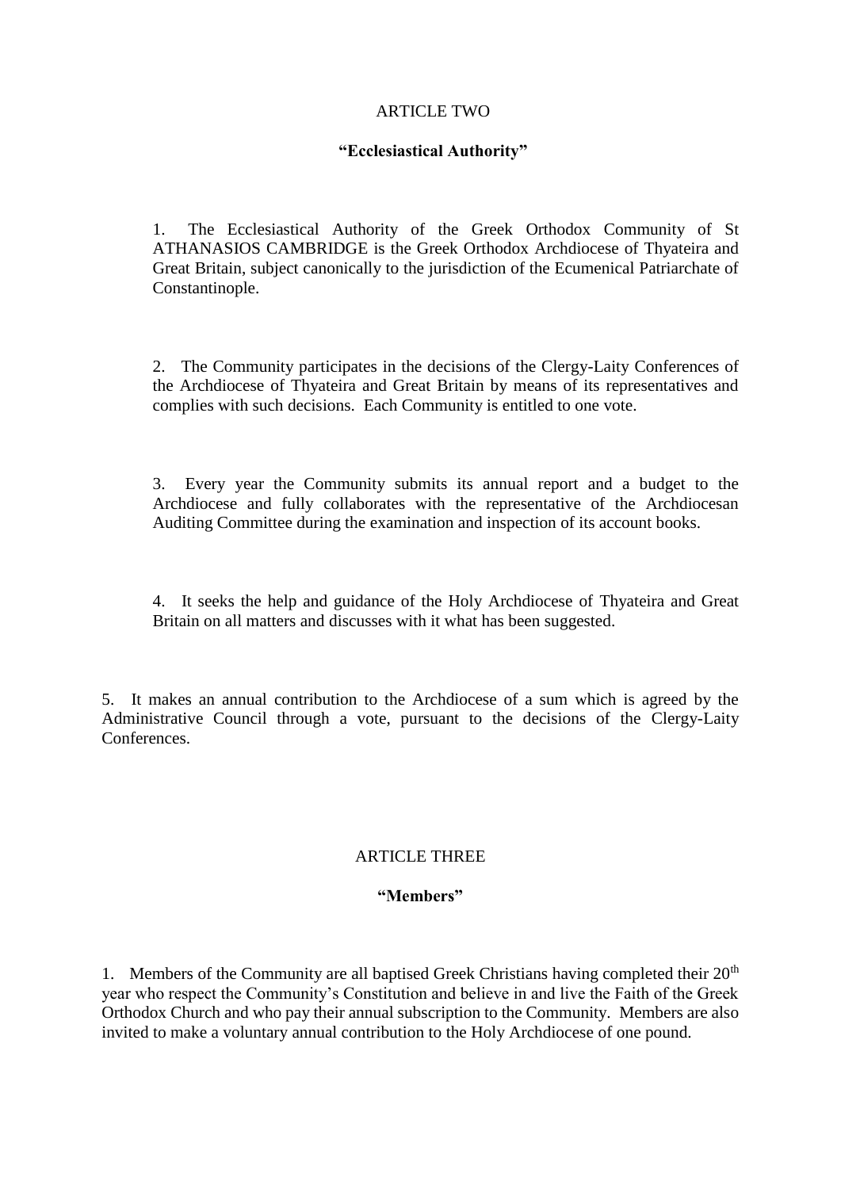## ARTICLE TWO

### **"Ecclesiastical Authority"**

1. The Ecclesiastical Authority of the Greek Orthodox Community of St ATHANASIOS CAMBRIDGE is the Greek Orthodox Archdiocese of Thyateira and Great Britain, subject canonically to the jurisdiction of the Ecumenical Patriarchate of Constantinople.

2. The Community participates in the decisions of the Clergy-Laity Conferences of the Archdiocese of Thyateira and Great Britain by means of its representatives and complies with such decisions. Each Community is entitled to one vote.

3. Every year the Community submits its annual report and a budget to the Archdiocese and fully collaborates with the representative of the Archdiocesan Auditing Committee during the examination and inspection of its account books.

4. It seeks the help and guidance of the Holy Archdiocese of Thyateira and Great Britain on all matters and discusses with it what has been suggested.

5. It makes an annual contribution to the Archdiocese of a sum which is agreed by the Administrative Council through a vote, pursuant to the decisions of the Clergy-Laity Conferences.

## ARTICLE THREE

### **"Members"**

1. Members of the Community are all baptised Greek Christians having completed their 20th year who respect the Community's Constitution and believe in and live the Faith of the Greek Orthodox Church and who pay their annual subscription to the Community. Members are also invited to make a voluntary annual contribution to the Holy Archdiocese of one pound.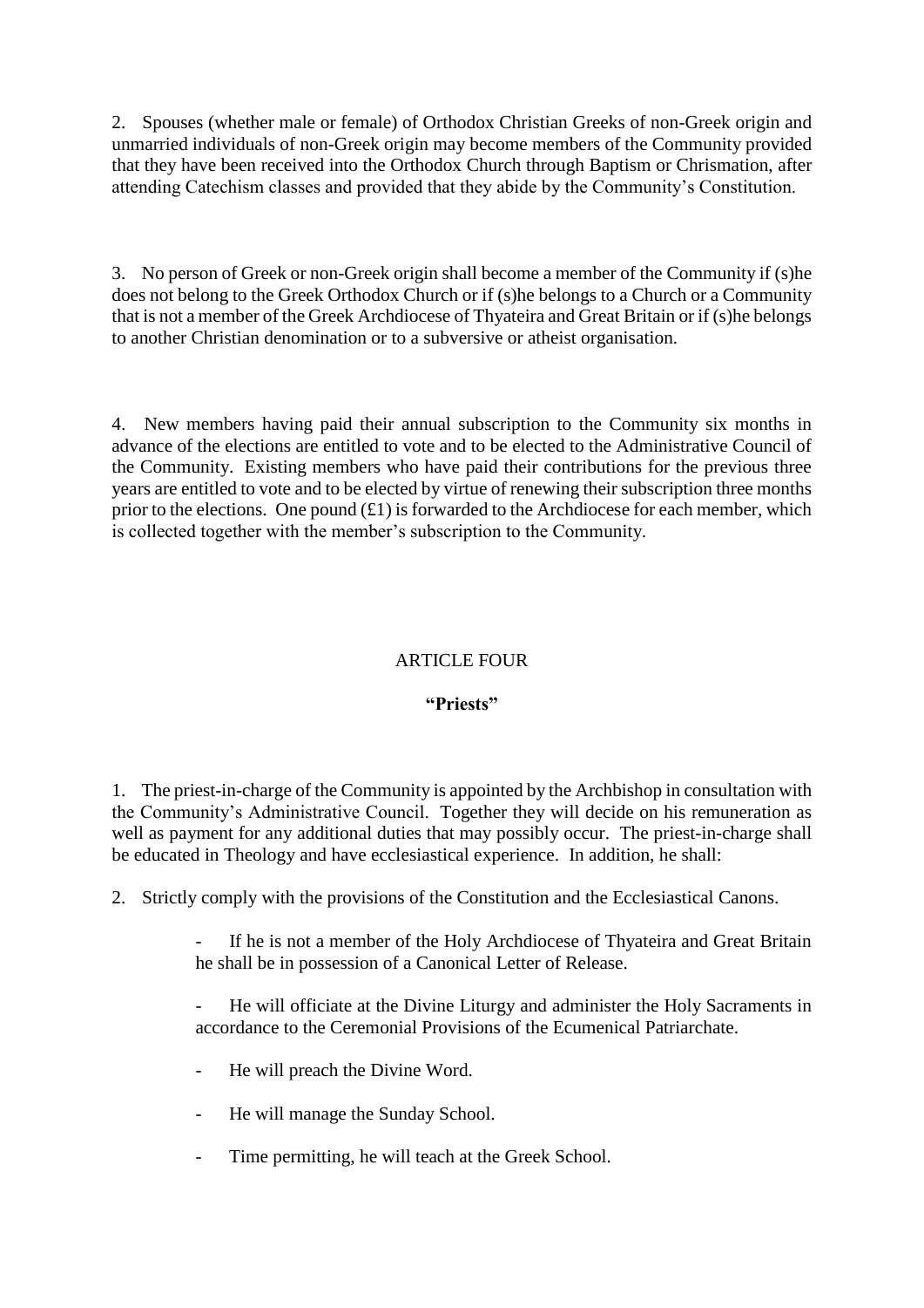2. Spouses (whether male or female) of Orthodox Christian Greeks of non-Greek origin and unmarried individuals of non-Greek origin may become members of the Community provided that they have been received into the Orthodox Church through Baptism or Chrismation, after attending Catechism classes and provided that they abide by the Community's Constitution.

3. No person of Greek or non-Greek origin shall become a member of the Community if (s)he does not belong to the Greek Orthodox Church or if (s)he belongs to a Church or a Community that is not a member of the Greek Archdiocese of Thyateira and Great Britain or if (s)he belongs to another Christian denomination or to a subversive or atheist organisation.

4. New members having paid their annual subscription to the Community six months in advance of the elections are entitled to vote and to be elected to the Administrative Council of the Community. Existing members who have paid their contributions for the previous three years are entitled to vote and to be elected by virtue of renewing their subscription three months prior to the elections. One pound (£1) is forwarded to the Archdiocese for each member, which is collected together with the member's subscription to the Community.

## ARTICLE FOUR

### **"Priests"**

1. The priest-in-charge of the Community is appointed by the Archbishop in consultation with the Community's Administrative Council. Together they will decide on his remuneration as well as payment for any additional duties that may possibly occur. The priest-in-charge shall be educated in Theology and have ecclesiastical experience. In addition, he shall:

2. Strictly comply with the provisions of the Constitution and the Ecclesiastical Canons.

   - If he is not a member of the Holy Archdiocese of Thyateira and Great Britain he shall be in possession of a Canonical Letter of Release.
   - He will officiate at the Divine Liturgy and administer the Holy Sacraments in accordance to the Ceremonial Provisions of the Ecumenical Patriarchate.
   - He will preach the Divine Word.
   - He will manage the Sunday School.
   - Time permitting, he will teach at the Greek School.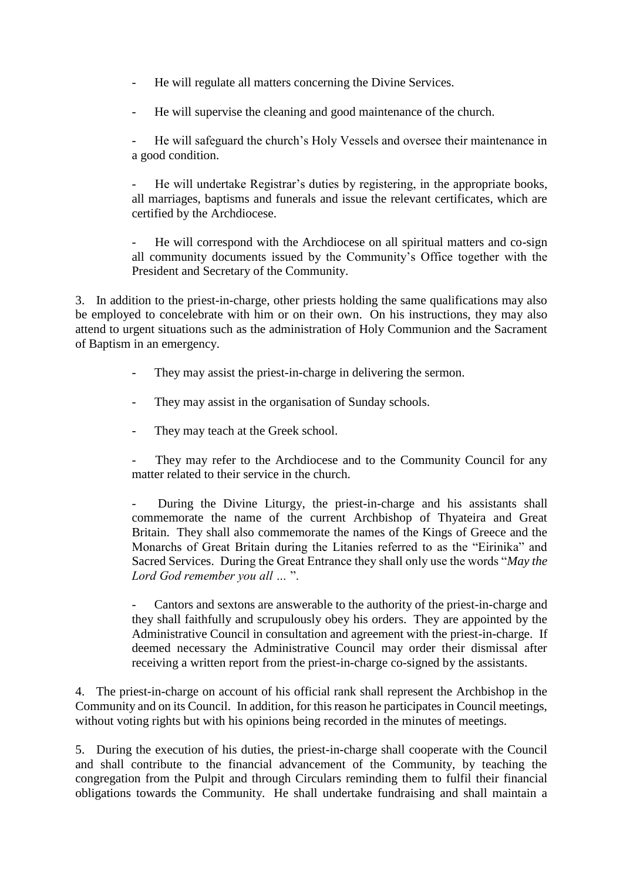- He will regulate all matters concerning the Divine Services.

- He will supervise the cleaning and good maintenance of the church.

- He will safeguard the church's Holy Vessels and oversee their maintenance in a good condition.

- He will undertake Registrar's duties by registering, in the appropriate books, all marriages, baptisms and funerals and issue the relevant certificates, which are certified by the Archdiocese.

- He will correspond with the Archdiocese on all spiritual matters and co-sign all community documents issued by the Community's Office together with the President and Secretary of the Community.

3. In addition to the priest-in-charge, other priests holding the same qualifications may also be employed to concelebrate with him or on their own. On his instructions, they may also attend to urgent situations such as the administration of Holy Communion and the Sacrament of Baptism in an emergency.

- They may assist the priest-in-charge in delivering the sermon.

- They may assist in the organisation of Sunday schools.

- They may teach at the Greek school.

- They may refer to the Archdiocese and to the Community Council for any matter related to their service in the church.

- During the Divine Liturgy, the priest-in-charge and his assistants shall commemorate the name of the current Archbishop of Thyateira and Great Britain. They shall also commemorate the names of the Kings of Greece and the Monarchs of Great Britain during the Litanies referred to as the "Eirinika" and Sacred Services. During the Great Entrance they shall only use the words "*May the Lord God remember you all …* ".

- Cantors and sextons are answerable to the authority of the priest-in-charge and they shall faithfully and scrupulously obey his orders. They are appointed by the Administrative Council in consultation and agreement with the priest-in-charge. If deemed necessary the Administrative Council may order their dismissal after receiving a written report from the priest-in-charge co-signed by the assistants.

4. The priest-in-charge on account of his official rank shall represent the Archbishop in the Community and on its Council. In addition, for this reason he participates in Council meetings, without voting rights but with his opinions being recorded in the minutes of meetings.

5. During the execution of his duties, the priest-in-charge shall cooperate with the Council and shall contribute to the financial advancement of the Community, by teaching the congregation from the Pulpit and through Circulars reminding them to fulfil their financial obligations towards the Community. He shall undertake fundraising and shall maintain a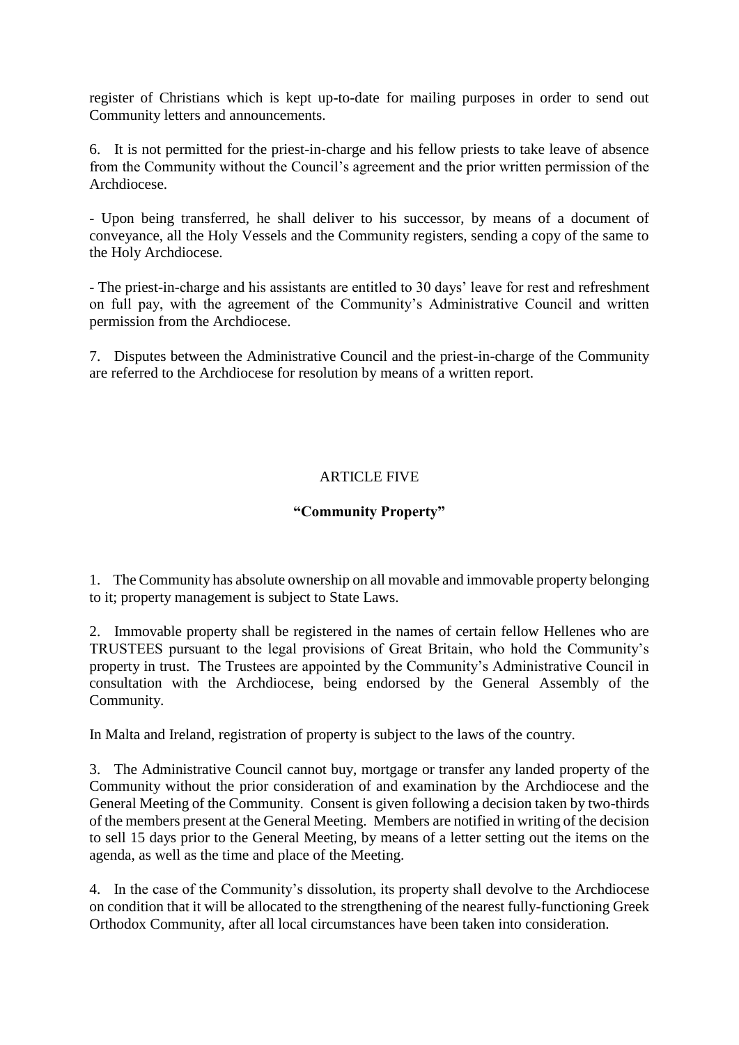register of Christians which is kept up-to-date for mailing purposes in order to send out Community letters and announcements.

6. It is not permitted for the priest-in-charge and his fellow priests to take leave of absence from the Community without the Council's agreement and the prior written permission of the Archdiocese.

- Upon being transferred, he shall deliver to his successor, by means of a document of conveyance, all the Holy Vessels and the Community registers, sending a copy of the same to the Holy Archdiocese.

- The priest-in-charge and his assistants are entitled to 30 days' leave for rest and refreshment on full pay, with the agreement of the Community's Administrative Council and written permission from the Archdiocese.

7. Disputes between the Administrative Council and the priest-in-charge of the Community are referred to the Archdiocese for resolution by means of a written report.

## ARTICLE FIVE

### "Community Property"

1. The Community has absolute ownership on all movable and immovable property belonging to it; property management is subject to State Laws.

2. Immovable property shall be registered in the names of certain fellow Hellenes who are TRUSTEES pursuant to the legal provisions of Great Britain, who hold the Community's property in trust. The Trustees are appointed by the Community's Administrative Council in consultation with the Archdiocese, being endorsed by the General Assembly of the Community.

In Malta and Ireland, registration of property is subject to the laws of the country.

3. The Administrative Council cannot buy, mortgage or transfer any landed property of the Community without the prior consideration of and examination by the Archdiocese and the General Meeting of the Community. Consent is given following a decision taken by two-thirds of the members present at the General Meeting. Members are notified in writing of the decision to sell 15 days prior to the General Meeting, by means of a letter setting out the items on the agenda, as well as the time and place of the Meeting.

4. In the case of the Community's dissolution, its property shall devolve to the Archdiocese on condition that it will be allocated to the strengthening of the nearest fully-functioning Greek Orthodox Community, after all local circumstances have been taken into consideration.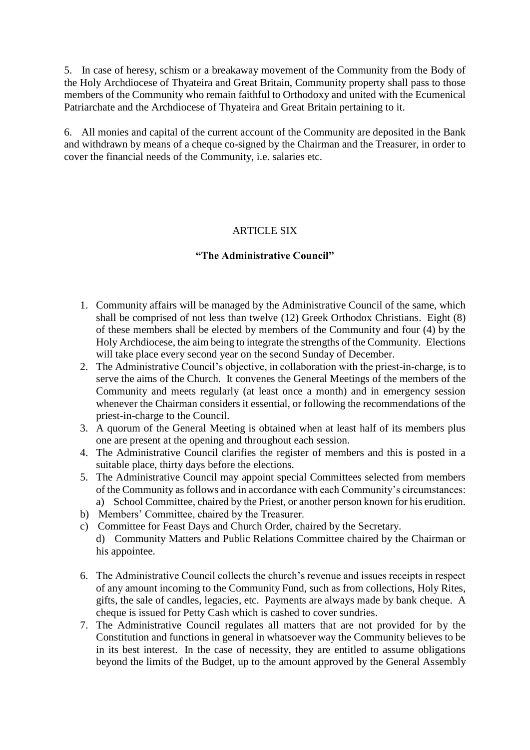5. In case of heresy, schism or a breakaway movement of the Community from the Body of the Holy Archdiocese of Thyateira and Great Britain, Community property shall pass to those members of the Community who remain faithful to Orthodoxy and united with the Ecumenical Patriarchate and the Archdiocese of Thyateira and Great Britain pertaining to it.

6. All monies and capital of the current account of the Community are deposited in the Bank and withdrawn by means of a cheque co-signed by the Chairman and the Treasurer, in order to cover the financial needs of the Community, i.e. salaries etc.

## ARTICLE SIX

### **"The Administrative Council"**

1. Community affairs will be managed by the Administrative Council of the same, which shall be comprised of not less than twelve (12) Greek Orthodox Christians. Eight (8) of these members shall be elected by members of the Community and four (4) by the Holy Archdiocese, the aim being to integrate the strengths of the Community. Elections will take place every second year on the second Sunday of December.
2. The Administrative Council's objective, in collaboration with the priest-in-charge, is to serve the aims of the Church. It convenes the General Meetings of the members of the Community and meets regularly (at least once a month) and in emergency session whenever the Chairman considers it essential, or following the recommendations of the priest-in-charge to the Council.
3. A quorum of the General Meeting is obtained when at least half of its members plus one are present at the opening and throughout each session.
4. The Administrative Council clarifies the register of members and this is posted in a suitable place, thirty days before the elections.
5. The Administrative Council may appoint special Committees selected from members of the Community as follows and in accordance with each Community's circumstances:
   a) School Committee, chaired by the Priest, or another person known for his erudition.
   b) Members' Committee, chaired by the Treasurer.
   c) Committee for Feast Days and Church Order, chaired by the Secretary.
   d) Community Matters and Public Relations Committee chaired by the Chairman or his appointee.
6. The Administrative Council collects the church's revenue and issues receipts in respect of any amount incoming to the Community Fund, such as from collections, Holy Rites, gifts, the sale of candles, legacies, etc. Payments are always made by bank cheque. A cheque is issued for Petty Cash which is cashed to cover sundries.
7. The Administrative Council regulates all matters that are not provided for by the Constitution and functions in general in whatsoever way the Community believes to be in its best interest. In the case of necessity, they are entitled to assume obligations beyond the limits of the Budget, up to the amount approved by the General Assembly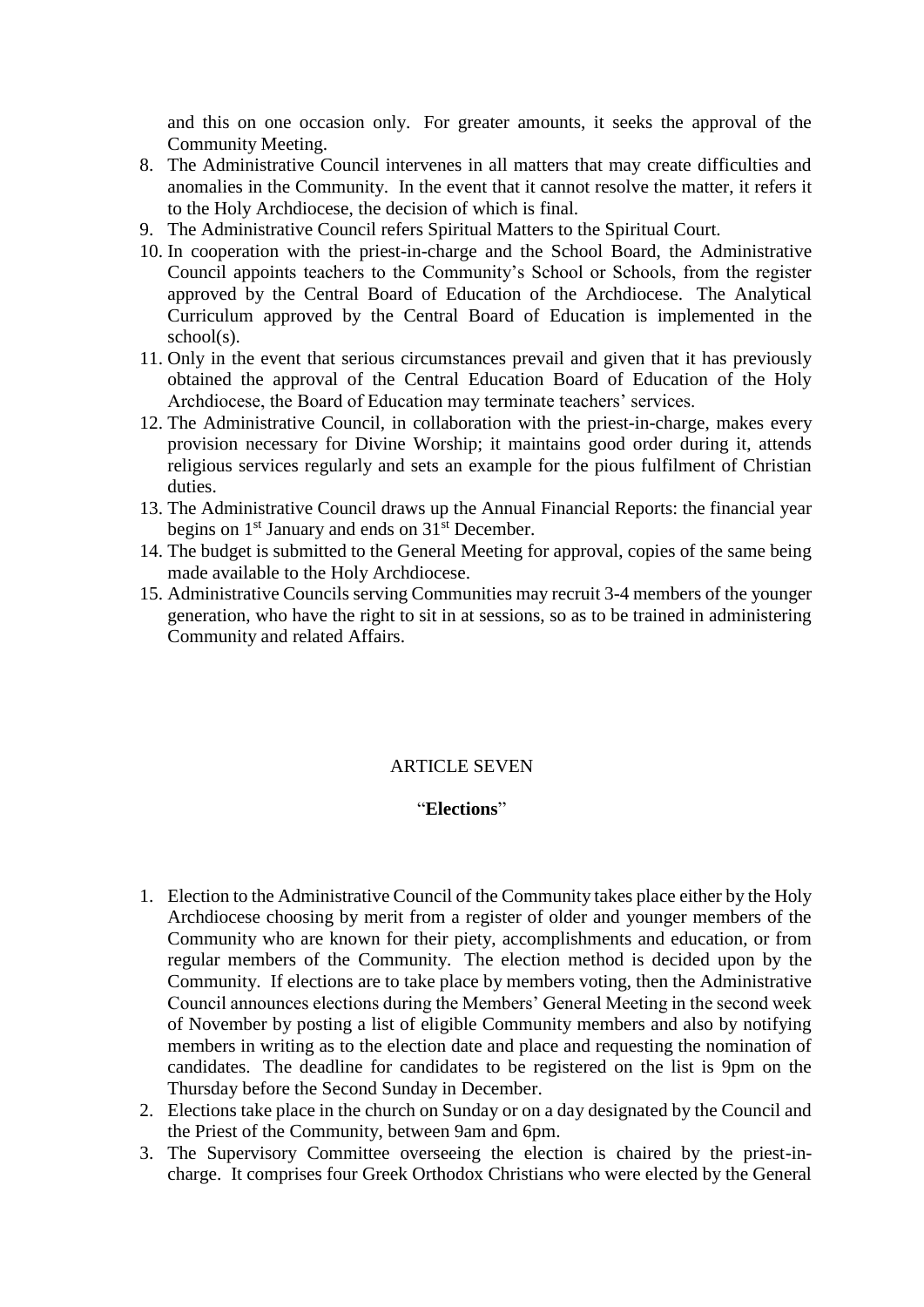and this on one occasion only. For greater amounts, it seeks the approval of the Community Meeting.

8. The Administrative Council intervenes in all matters that may create difficulties and anomalies in the Community. In the event that it cannot resolve the matter, it refers it to the Holy Archdiocese, the decision of which is final.
9. The Administrative Council refers Spiritual Matters to the Spiritual Court.
10. In cooperation with the priest-in-charge and the School Board, the Administrative Council appoints teachers to the Community's School or Schools, from the register approved by the Central Board of Education of the Archdiocese. The Analytical Curriculum approved by the Central Board of Education is implemented in the school(s).
11. Only in the event that serious circumstances prevail and given that it has previously obtained the approval of the Central Education Board of Education of the Holy Archdiocese, the Board of Education may terminate teachers' services.
12. The Administrative Council, in collaboration with the priest-in-charge, makes every provision necessary for Divine Worship; it maintains good order during it, attends religious services regularly and sets an example for the pious fulfilment of Christian duties.
13. The Administrative Council draws up the Annual Financial Reports: the financial year begins on 1st January and ends on 31st December.
14. The budget is submitted to the General Meeting for approval, copies of the same being made available to the Holy Archdiocese.
15. Administrative Councils serving Communities may recruit 3-4 members of the younger generation, who have the right to sit in at sessions, so as to be trained in administering Community and related Affairs.

## ARTICLE SEVEN

### "**Elections**"

1. Election to the Administrative Council of the Community takes place either by the Holy Archdiocese choosing by merit from a register of older and younger members of the Community who are known for their piety, accomplishments and education, or from regular members of the Community. The election method is decided upon by the Community. If elections are to take place by members voting, then the Administrative Council announces elections during the Members' General Meeting in the second week of November by posting a list of eligible Community members and also by notifying members in writing as to the election date and place and requesting the nomination of candidates. The deadline for candidates to be registered on the list is 9pm on the Thursday before the Second Sunday in December.
2. Elections take place in the church on Sunday or on a day designated by the Council and the Priest of the Community, between 9am and 6pm.
3. The Supervisory Committee overseeing the election is chaired by the priest-in-charge. It comprises four Greek Orthodox Christians who were elected by the General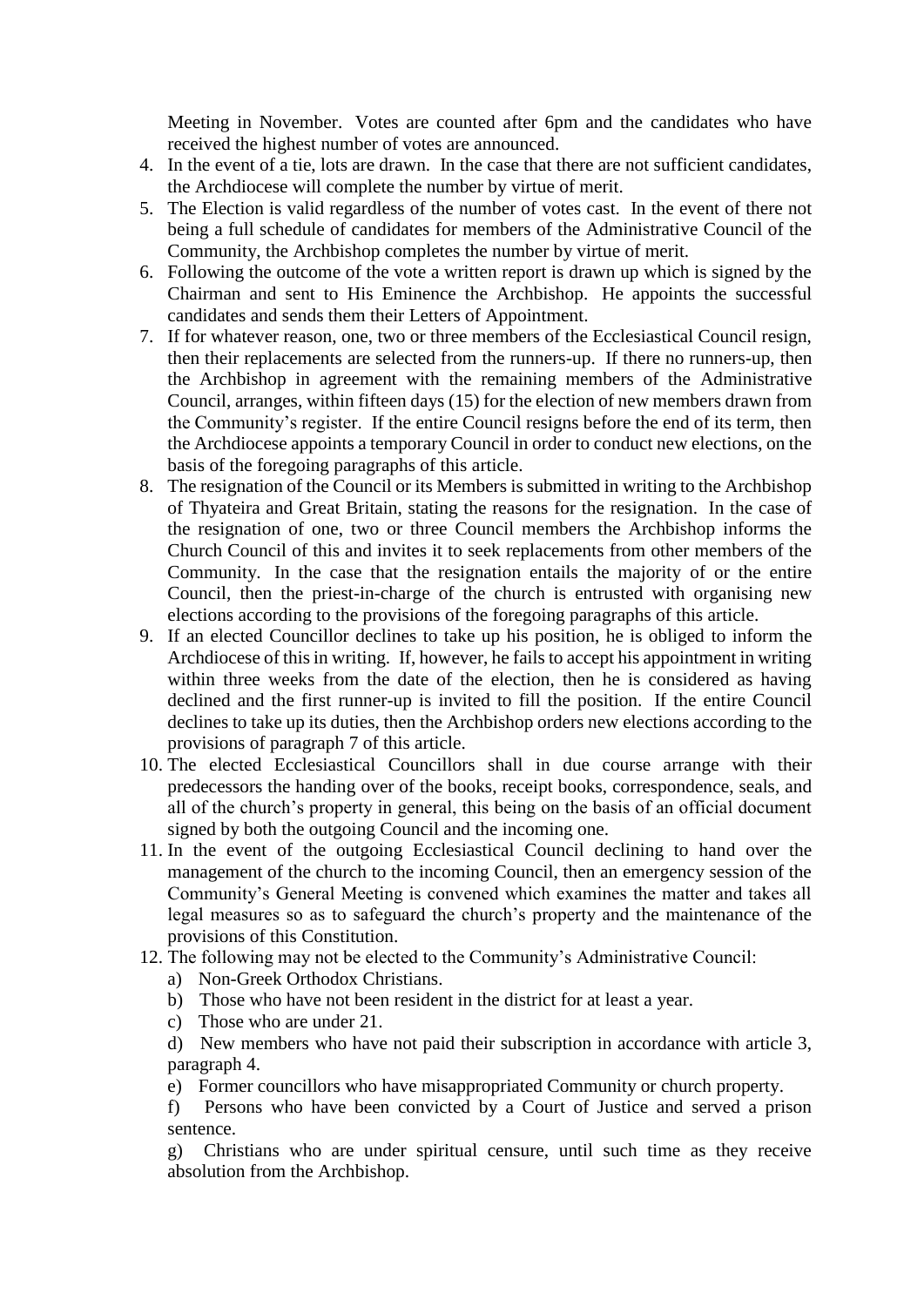Meeting in November. Votes are counted after 6pm and the candidates who have received the highest number of votes are announced.

4. In the event of a tie, lots are drawn. In the case that there are not sufficient candidates, the Archdiocese will complete the number by virtue of merit.
5. The Election is valid regardless of the number of votes cast. In the event of there not being a full schedule of candidates for members of the Administrative Council of the Community, the Archbishop completes the number by virtue of merit.
6. Following the outcome of the vote a written report is drawn up which is signed by the Chairman and sent to His Eminence the Archbishop. He appoints the successful candidates and sends them their Letters of Appointment.
7. If for whatever reason, one, two or three members of the Ecclesiastical Council resign, then their replacements are selected from the runners-up. If there no runners-up, then the Archbishop in agreement with the remaining members of the Administrative Council, arranges, within fifteen days (15) for the election of new members drawn from the Community's register. If the entire Council resigns before the end of its term, then the Archdiocese appoints a temporary Council in order to conduct new elections, on the basis of the foregoing paragraphs of this article.
8. The resignation of the Council or its Members is submitted in writing to the Archbishop of Thyateira and Great Britain, stating the reasons for the resignation. In the case of the resignation of one, two or three Council members the Archbishop informs the Church Council of this and invites it to seek replacements from other members of the Community. In the case that the resignation entails the majority of or the entire Council, then the priest-in-charge of the church is entrusted with organising new elections according to the provisions of the foregoing paragraphs of this article.
9. If an elected Councillor declines to take up his position, he is obliged to inform the Archdiocese of this in writing. If, however, he fails to accept his appointment in writing within three weeks from the date of the election, then he is considered as having declined and the first runner-up is invited to fill the position. If the entire Council declines to take up its duties, then the Archbishop orders new elections according to the provisions of paragraph 7 of this article.
10. The elected Ecclesiastical Councillors shall in due course arrange with their predecessors the handing over of the books, receipt books, correspondence, seals, and all of the church's property in general, this being on the basis of an official document signed by both the outgoing Council and the incoming one.
11. In the event of the outgoing Ecclesiastical Council declining to hand over the management of the church to the incoming Council, then an emergency session of the Community's General Meeting is convened which examines the matter and takes all legal measures so as to safeguard the church's property and the maintenance of the provisions of this Constitution.
12. The following may not be elected to the Community's Administrative Council:
    a) Non-Greek Orthodox Christians.
    b) Those who have not been resident in the district for at least a year.
    c) Those who are under 21.
    d) New members who have not paid their subscription in accordance with article 3, paragraph 4.
    e) Former councillors who have misappropriated Community or church property.
    f) Persons who have been convicted by a Court of Justice and served a prison sentence.
    g) Christians who are under spiritual censure, until such time as they receive absolution from the Archbishop.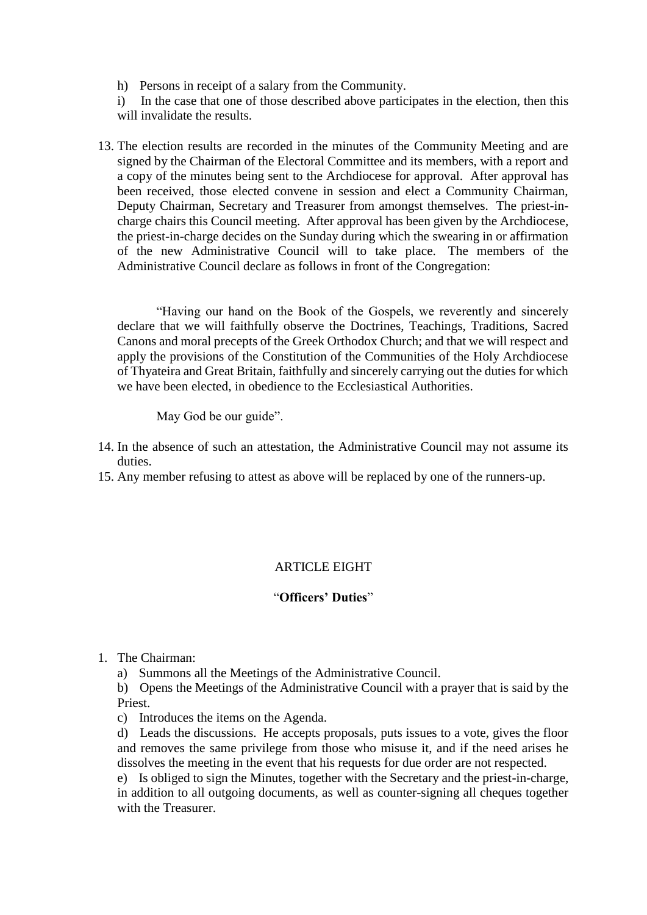h) Persons in receipt of a salary from the Community.

i) In the case that one of those described above participates in the election, then this will invalidate the results.

13. The election results are recorded in the minutes of the Community Meeting and are signed by the Chairman of the Electoral Committee and its members, with a report and a copy of the minutes being sent to the Archdiocese for approval. After approval has been received, those elected convene in session and elect a Community Chairman, Deputy Chairman, Secretary and Treasurer from amongst themselves. The priest-in-charge chairs this Council meeting. After approval has been given by the Archdiocese, the priest-in-charge decides on the Sunday during which the swearing in or affirmation of the new Administrative Council will to take place. The members of the Administrative Council declare as follows in front of the Congregation:

"Having our hand on the Book of the Gospels, we reverently and sincerely declare that we will faithfully observe the Doctrines, Teachings, Traditions, Sacred Canons and moral precepts of the Greek Orthodox Church; and that we will respect and apply the provisions of the Constitution of the Communities of the Holy Archdiocese of Thyateira and Great Britain, faithfully and sincerely carrying out the duties for which we have been elected, in obedience to the Ecclesiastical Authorities.

May God be our guide".

14. In the absence of such an attestation, the Administrative Council may not assume its duties.
15. Any member refusing to attest as above will be replaced by one of the runners-up.

## ARTICLE EIGHT

### "**Officers' Duties**"

1. The Chairman:

   a) Summons all the Meetings of the Administrative Council.

   b) Opens the Meetings of the Administrative Council with a prayer that is said by the Priest.

   c) Introduces the items on the Agenda.

   d) Leads the discussions. He accepts proposals, puts issues to a vote, gives the floor and removes the same privilege from those who misuse it, and if the need arises he dissolves the meeting in the event that his requests for due order are not respected.

   e) Is obliged to sign the Minutes, together with the Secretary and the priest-in-charge, in addition to all outgoing documents, as well as counter-signing all cheques together with the Treasurer.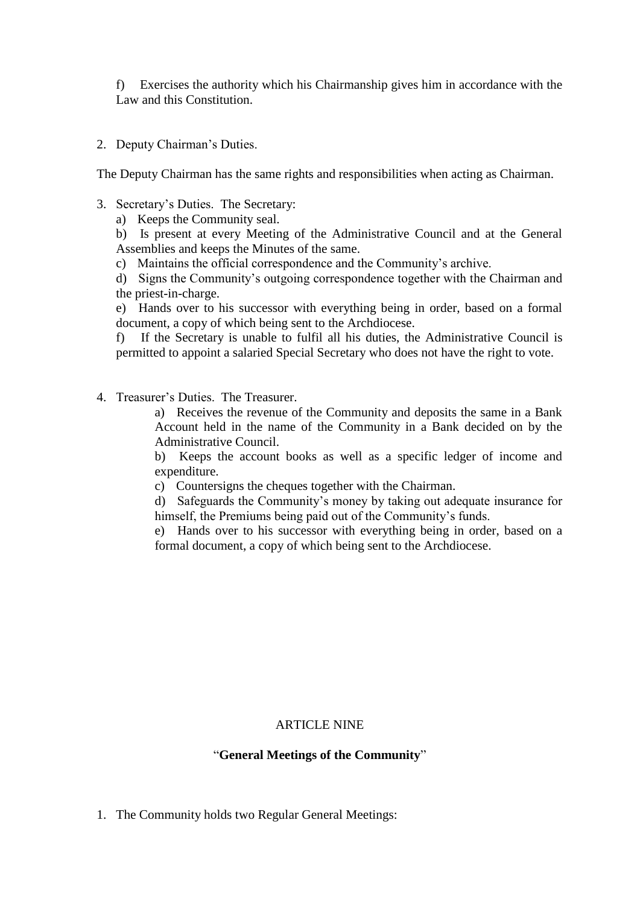f) Exercises the authority which his Chairmanship gives him in accordance with the Law and this Constitution.

2. Deputy Chairman's Duties.

The Deputy Chairman has the same rights and responsibilities when acting as Chairman.

3. Secretary's Duties. The Secretary:
   a) Keeps the Community seal.
   b) Is present at every Meeting of the Administrative Council and at the General Assemblies and keeps the Minutes of the same.
   c) Maintains the official correspondence and the Community's archive.
   d) Signs the Community's outgoing correspondence together with the Chairman and the priest-in-charge.
   e) Hands over to his successor with everything being in order, based on a formal document, a copy of which being sent to the Archdiocese.
   f) If the Secretary is unable to fulfil all his duties, the Administrative Council is permitted to appoint a salaried Special Secretary who does not have the right to vote.

4. Treasurer's Duties. The Treasurer.
   a) Receives the revenue of the Community and deposits the same in a Bank Account held in the name of the Community in a Bank decided on by the Administrative Council.
   b) Keeps the account books as well as a specific ledger of income and expenditure.
   c) Countersigns the cheques together with the Chairman.
   d) Safeguards the Community's money by taking out adequate insurance for himself, the Premiums being paid out of the Community's funds.
   e) Hands over to his successor with everything being in order, based on a formal document, a copy of which being sent to the Archdiocese.

## ARTICLE NINE

### "**General Meetings of the Community**"

1. The Community holds two Regular General Meetings: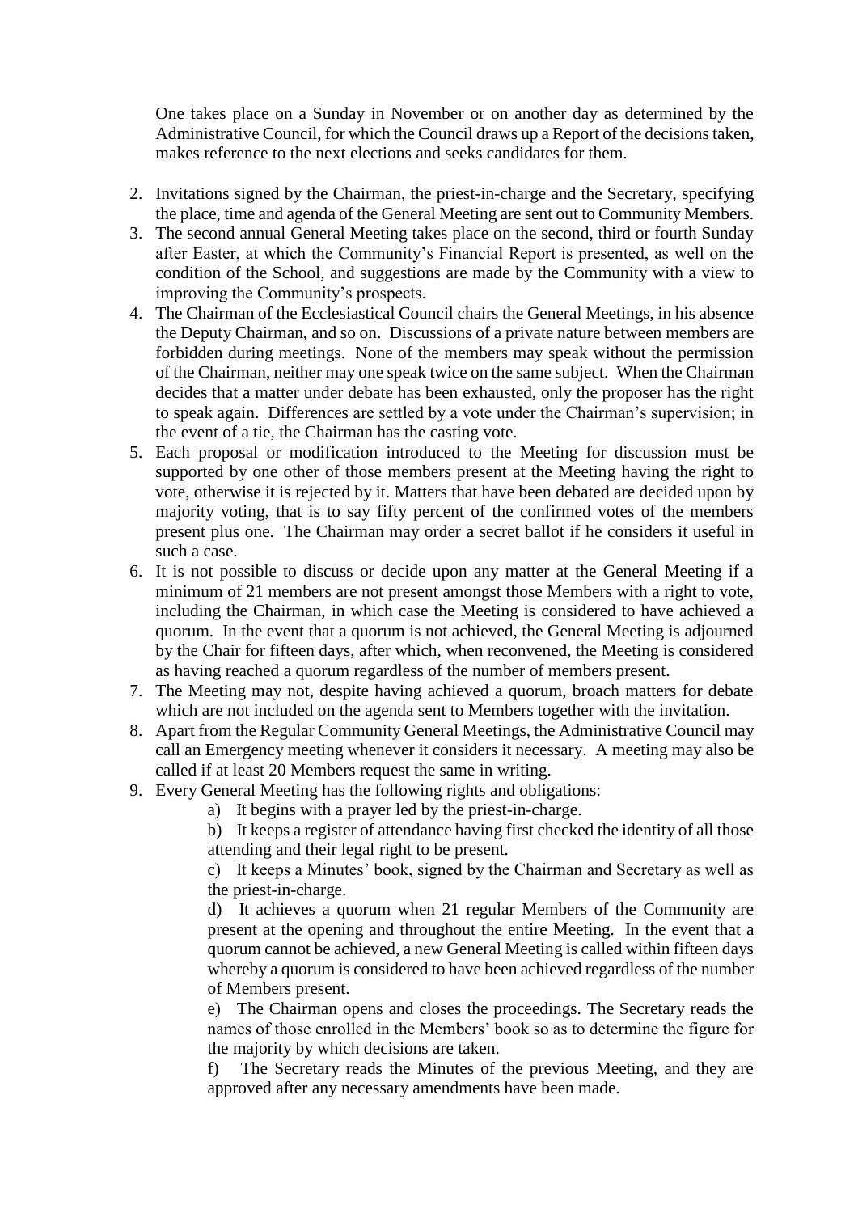One takes place on a Sunday in November or on another day as determined by the Administrative Council, for which the Council draws up a Report of the decisions taken, makes reference to the next elections and seeks candidates for them.

2. Invitations signed by the Chairman, the priest-in-charge and the Secretary, specifying the place, time and agenda of the General Meeting are sent out to Community Members.
3. The second annual General Meeting takes place on the second, third or fourth Sunday after Easter, at which the Community's Financial Report is presented, as well on the condition of the School, and suggestions are made by the Community with a view to improving the Community's prospects.
4. The Chairman of the Ecclesiastical Council chairs the General Meetings, in his absence the Deputy Chairman, and so on. Discussions of a private nature between members are forbidden during meetings. None of the members may speak without the permission of the Chairman, neither may one speak twice on the same subject. When the Chairman decides that a matter under debate has been exhausted, only the proposer has the right to speak again. Differences are settled by a vote under the Chairman's supervision; in the event of a tie, the Chairman has the casting vote.
5. Each proposal or modification introduced to the Meeting for discussion must be supported by one other of those members present at the Meeting having the right to vote, otherwise it is rejected by it. Matters that have been debated are decided upon by majority voting, that is to say fifty percent of the confirmed votes of the members present plus one. The Chairman may order a secret ballot if he considers it useful in such a case.
6. It is not possible to discuss or decide upon any matter at the General Meeting if a minimum of 21 members are not present amongst those Members with a right to vote, including the Chairman, in which case the Meeting is considered to have achieved a quorum. In the event that a quorum is not achieved, the General Meeting is adjourned by the Chair for fifteen days, after which, when reconvened, the Meeting is considered as having reached a quorum regardless of the number of members present.
7. The Meeting may not, despite having achieved a quorum, broach matters for debate which are not included on the agenda sent to Members together with the invitation.
8. Apart from the Regular Community General Meetings, the Administrative Council may call an Emergency meeting whenever it considers it necessary. A meeting may also be called if at least 20 Members request the same in writing.
9. Every General Meeting has the following rights and obligations:
    a) It begins with a prayer led by the priest-in-charge.
    b) It keeps a register of attendance having first checked the identity of all those attending and their legal right to be present.
    c) It keeps a Minutes' book, signed by the Chairman and Secretary as well as the priest-in-charge.
    d) It achieves a quorum when 21 regular Members of the Community are present at the opening and throughout the entire Meeting. In the event that a quorum cannot be achieved, a new General Meeting is called within fifteen days whereby a quorum is considered to have been achieved regardless of the number of Members present.
    e) The Chairman opens and closes the proceedings. The Secretary reads the names of those enrolled in the Members' book so as to determine the figure for the majority by which decisions are taken.
    f) The Secretary reads the Minutes of the previous Meeting, and they are approved after any necessary amendments have been made.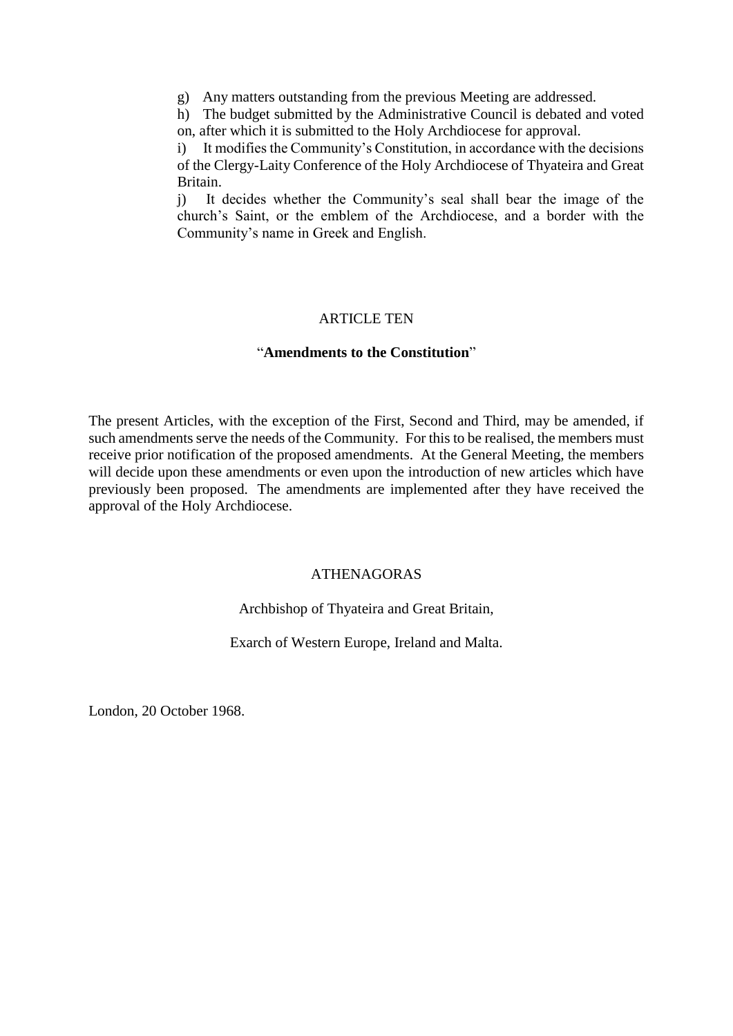g) Any matters outstanding from the previous Meeting are addressed.

h) The budget submitted by the Administrative Council is debated and voted on, after which it is submitted to the Holy Archdiocese for approval.

i) It modifies the Community's Constitution, in accordance with the decisions of the Clergy-Laity Conference of the Holy Archdiocese of Thyateira and Great Britain.

j) It decides whether the Community's seal shall bear the image of the church's Saint, or the emblem of the Archdiocese, and a border with the Community's name in Greek and English.

## ARTICLE TEN

### "**Amendments to the Constitution**"

The present Articles, with the exception of the First, Second and Third, may be amended, if such amendments serve the needs of the Community. For this to be realised, the members must receive prior notification of the proposed amendments. At the General Meeting, the members will decide upon these amendments or even upon the introduction of new articles which have previously been proposed. The amendments are implemented after they have received the approval of the Holy Archdiocese.

ATHENAGORAS

Archbishop of Thyateira and Great Britain,

Exarch of Western Europe, Ireland and Malta.

London, 20 October 1968.